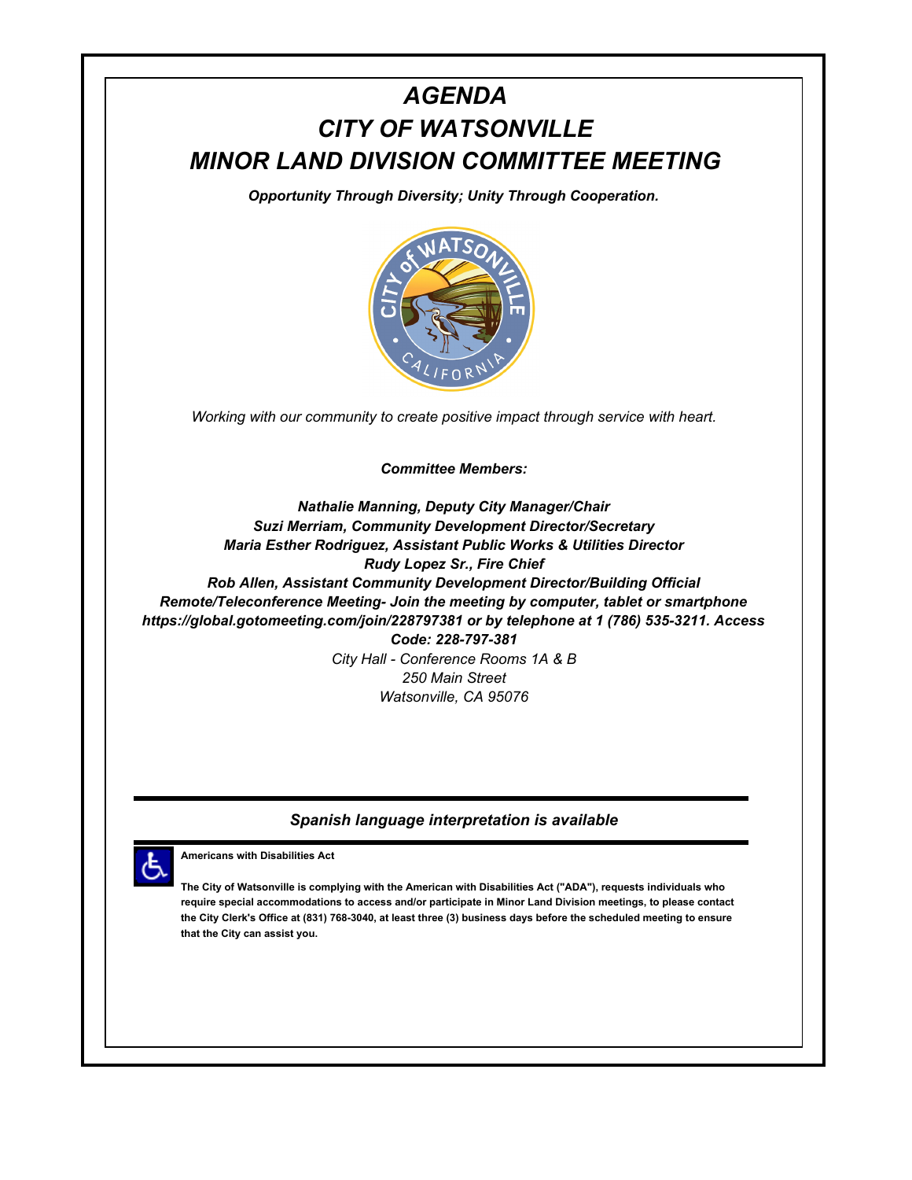# *AGENDA*
# *CITY OF WATSONVILLE*
# *MINOR LAND DIVISION COMMITTEE MEETING*

***Opportunity Through Diversity; Unity Through Cooperation.***

*Working with our community to create positive impact through service with heart.*

***Committee Members:***

***Nathalie Manning, Deputy City Manager/Chair***
***Suzi Merriam, Community Development Director/Secretary***
***Maria Esther Rodriguez, Assistant Public Works & Utilities Director***
***Rudy Lopez Sr., Fire Chief***
***Rob Allen, Assistant Community Development Director/Building Official***
***Remote/Teleconference Meeting- Join the meeting by computer, tablet or smartphone https://global.gotomeeting.com/join/228797381 or by telephone at 1 (786) 535-3211. Access Code: 228-797-381***

*City Hall - Conference Rooms 1A & B*
*250 Main Street*
*Watsonville, CA 95076*

---

***Spanish language interpretation is available***

---

**Americans with Disabilities Act**

**The City of Watsonville is complying with the American with Disabilities Act ("ADA"), requests individuals who require special accommodations to access and/or participate in Minor Land Division meetings, to please contact the City Clerk's Office at (831) 768-3040, at least three (3) business days before the scheduled meeting to ensure that the City can assist you.**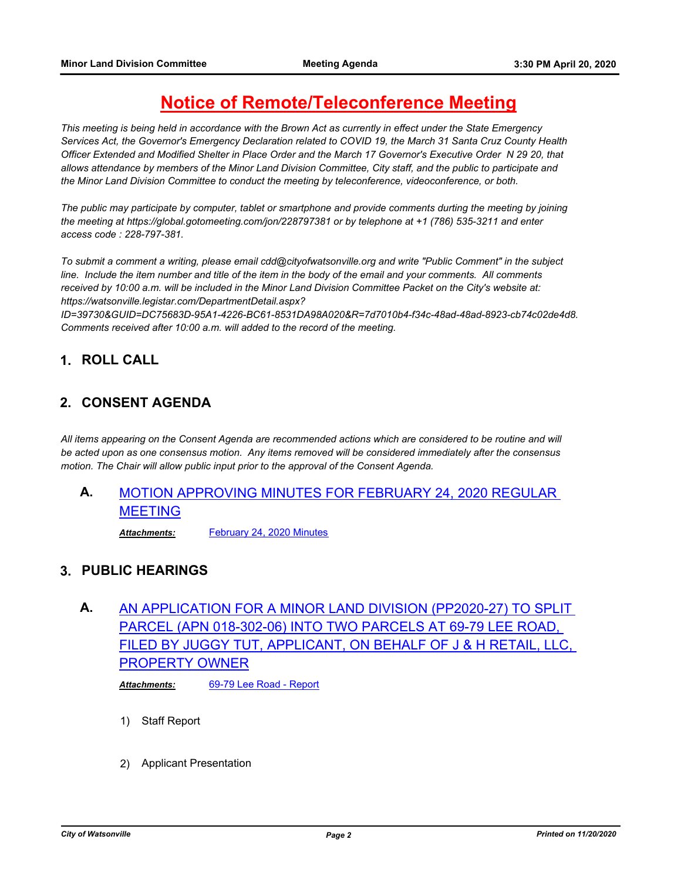# Notice of Remote/Teleconference Meeting

*This meeting is being held in accordance with the Brown Act as currently in effect under the State Emergency Services Act, the Governor's Emergency Declaration related to COVID 19, the March 31 Santa Cruz County Health Officer Extended and Modified Shelter in Place Order and the March 17 Governor's Executive Order N 29 20, that allows attendance by members of the Minor Land Division Committee, City staff, and the public to participate and the Minor Land Division Committee to conduct the meeting by teleconference, videoconference, or both.*

*The public may participate by computer, tablet or smartphone and provide comments durting the meeting by joining the meeting at https://global.gotomeeting.com/jon/228797381 or by telephone at +1 (786) 535-3211 and enter access code : 228-797-381.*

*To submit a comment a writing, please email cdd@cityofwatsonville.org and write "Public Comment" in the subject line. Include the item number and title of the item in the body of the email and your comments. All comments received by 10:00 a.m. will be included in the Minor Land Division Committee Packet on the City's website at: https://watsonville.legistar.com/DepartmentDetail.aspx?ID=39730&GUID=DC75683D-95A1-4226-BC61-8531DA98A020&R=7d7010b4-f34c-48ad-48ad-8923-cb74c02de4d8. Comments received after 10:00 a.m. will added to the record of the meeting.*

## 1. ROLL CALL

## 2. CONSENT AGENDA

*All items appearing on the Consent Agenda are recommended actions which are considered to be routine and will be acted upon as one consensus motion. Any items removed will be considered immediately after the consensus motion. The Chair will allow public input prior to the approval of the Consent Agenda.*

### A. MOTION APPROVING MINUTES FOR FEBRUARY 24, 2020 REGULAR MEETING

***Attachments:*** February 24, 2020 Minutes

## 3. PUBLIC HEARINGS

### A. AN APPLICATION FOR A MINOR LAND DIVISION (PP2020-27) TO SPLIT PARCEL (APN 018-302-06) INTO TWO PARCELS AT 69-79 LEE ROAD, FILED BY JUGGY TUT, APPLICANT, ON BEHALF OF J & H RETAIL, LLC, PROPERTY OWNER

***Attachments:*** 69-79 Lee Road - Report

1) Staff Report

2) Applicant Presentation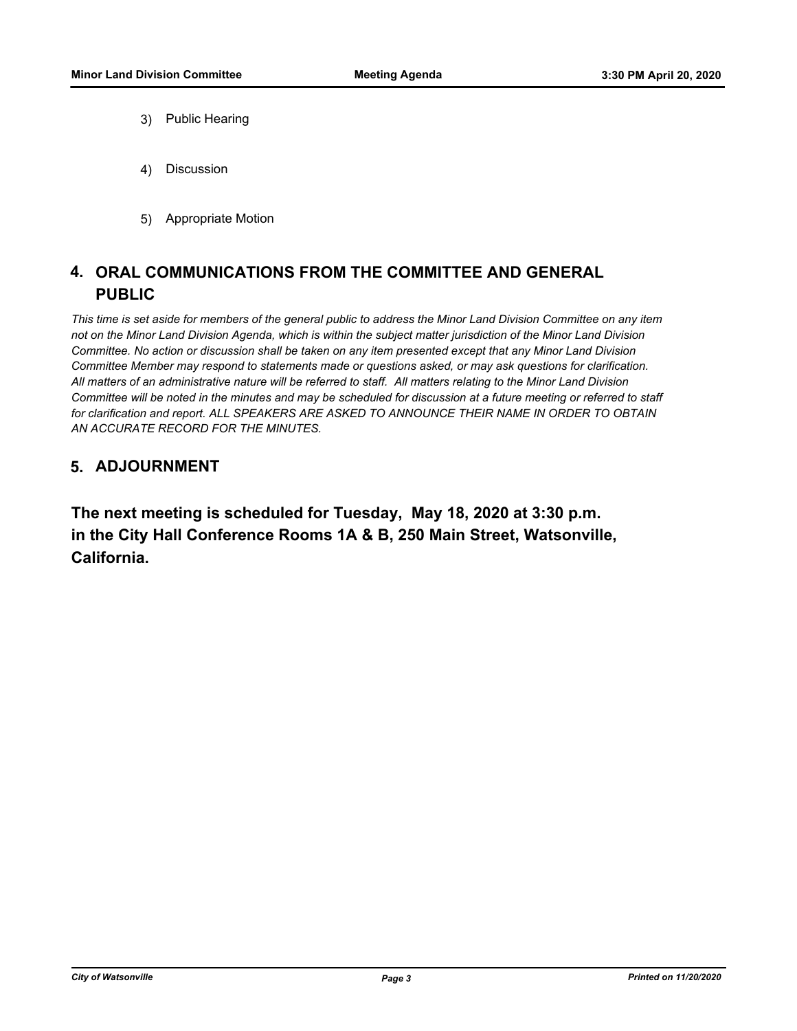3) Public Hearing

4) Discussion

5) Appropriate Motion

## 4. ORAL COMMUNICATIONS FROM THE COMMITTEE AND GENERAL PUBLIC

*This time is set aside for members of the general public to address the Minor Land Division Committee on any item not on the Minor Land Division Agenda, which is within the subject matter jurisdiction of the Minor Land Division Committee. No action or discussion shall be taken on any item presented except that any Minor Land Division Committee Member may respond to statements made or questions asked, or may ask questions for clarification. All matters of an administrative nature will be referred to staff. All matters relating to the Minor Land Division Committee will be noted in the minutes and may be scheduled for discussion at a future meeting or referred to staff for clarification and report. ALL SPEAKERS ARE ASKED TO ANNOUNCE THEIR NAME IN ORDER TO OBTAIN AN ACCURATE RECORD FOR THE MINUTES.*

## 5. ADJOURNMENT

**The next meeting is scheduled for Tuesday, May 18, 2020 at 3:30 p.m. in the City Hall Conference Rooms 1A & B, 250 Main Street, Watsonville, California.**